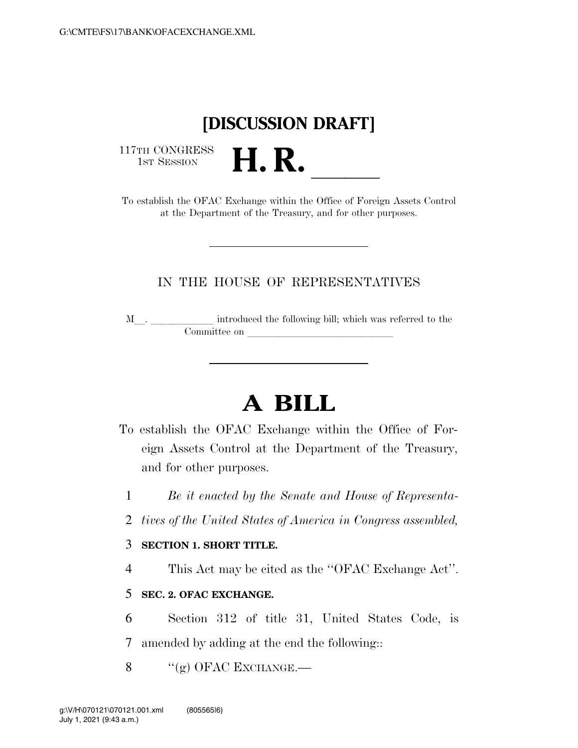# [DISCUSSION DRAFT]

117TH CONGRESS
1ST SESSION

# H. R. \_\_\_\_\_\_

To establish the OFAC Exchange within the Office of Foreign Assets Control at the Department of the Treasury, and for other purposes.

---

IN THE HOUSE OF REPRESENTATIVES

M\_\_. \_\_\_\_\_\_\_\_\_\_\_\_ introduced the following bill; which was referred to the Committee on \_\_\_\_\_\_\_\_\_\_\_\_\_\_\_\_\_\_\_\_\_\_\_\_\_\_\_\_

---

# A BILL

To establish the OFAC Exchange within the Office of Foreign Assets Control at the Department of the Treasury, and for other purposes.

1 *Be it enacted by the Senate and House of Representa-*
2 *tives of the United States of America in Congress assembled,*

3 **SECTION 1. SHORT TITLE.**

4 This Act may be cited as the ''OFAC Exchange Act''.

5 **SEC. 2. OFAC EXCHANGE.**

6 Section 312 of title 31, United States Code, is
7 amended by adding at the end the following::

8 ''(g) OFAC EXCHANGE.—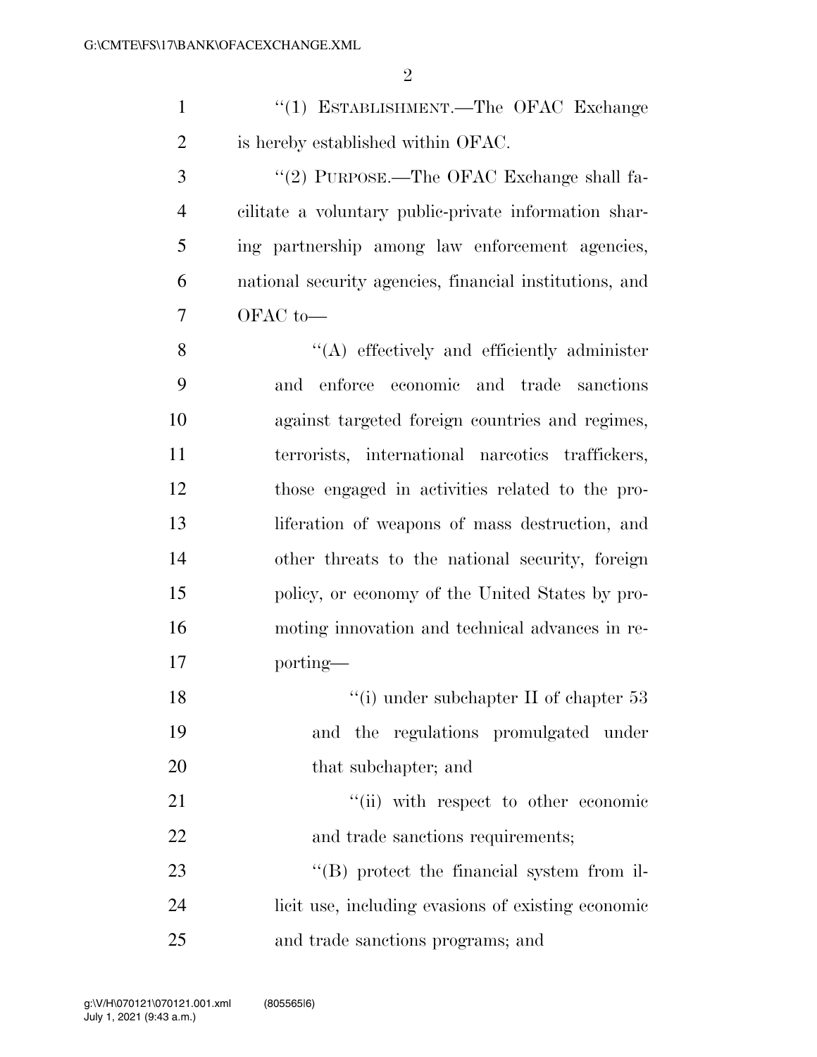"(1) ESTABLISHMENT.—The OFAC Exchange is hereby established within OFAC.

"(2) PURPOSE.—The OFAC Exchange shall facilitate a voluntary public-private information sharing partnership among law enforcement agencies, national security agencies, financial institutions, and OFAC to—

"(A) effectively and efficiently administer and enforce economic and trade sanctions against targeted foreign countries and regimes, terrorists, international narcotics traffickers, those engaged in activities related to the proliferation of weapons of mass destruction, and other threats to the national security, foreign policy, or economy of the United States by promoting innovation and technical advances in reporting—

"(i) under subchapter II of chapter 53 and the regulations promulgated under that subchapter; and

"(ii) with respect to other economic and trade sanctions requirements;

"(B) protect the financial system from illicit use, including evasions of existing economic and trade sanctions programs; and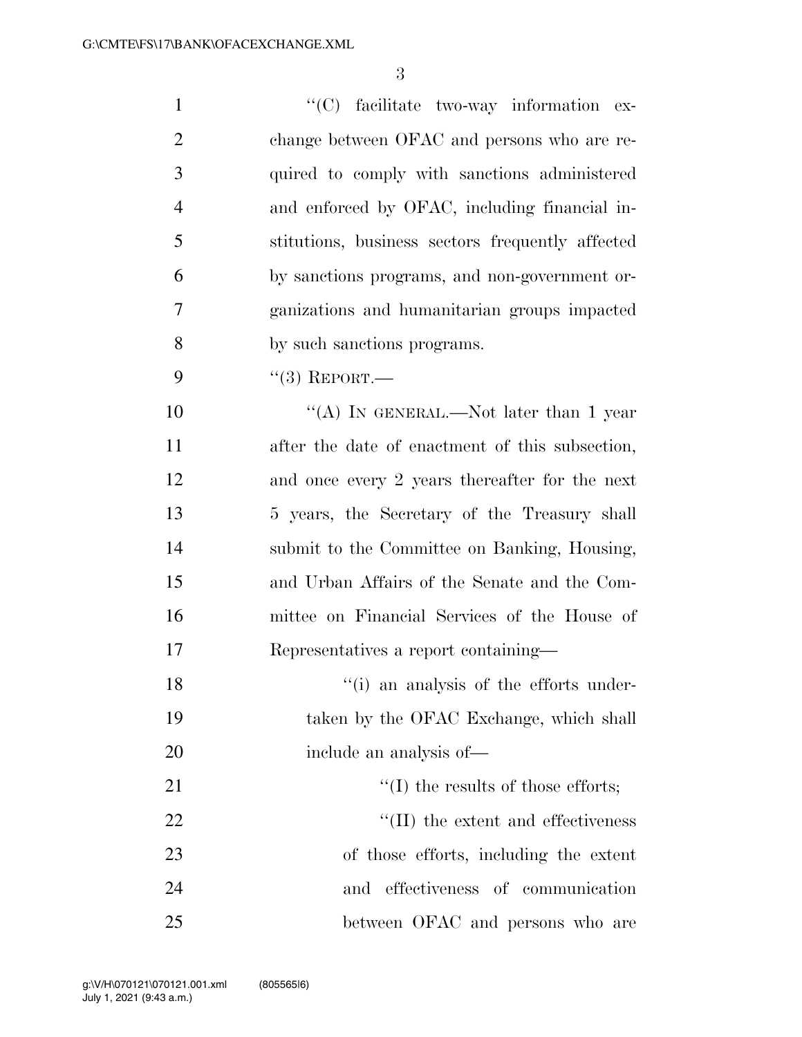"(C) facilitate two-way information exchange between OFAC and persons who are required to comply with sanctions administered and enforced by OFAC, including financial institutions, business sectors frequently affected by sanctions programs, and non-government organizations and humanitarian groups impacted by such sanctions programs.

"(3) REPORT.—

"(A) IN GENERAL.—Not later than 1 year after the date of enactment of this subsection, and once every 2 years thereafter for the next 5 years, the Secretary of the Treasury shall submit to the Committee on Banking, Housing, and Urban Affairs of the Senate and the Committee on Financial Services of the House of Representatives a report containing—

"(i) an analysis of the efforts undertaken by the OFAC Exchange, which shall include an analysis of—

"(I) the results of those efforts;

"(II) the extent and effectiveness of those efforts, including the extent and effectiveness of communication between OFAC and persons who are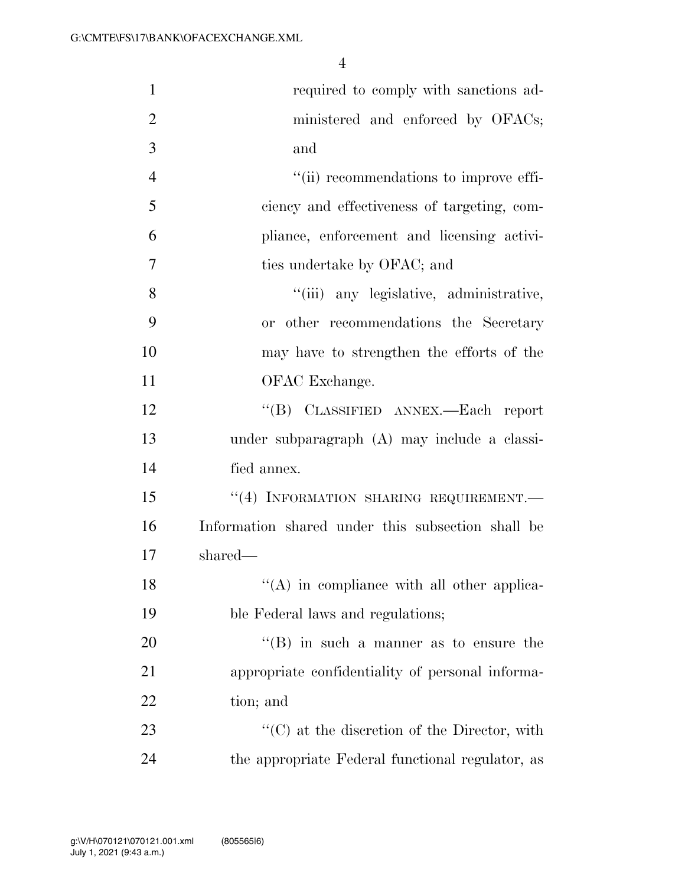required to comply with sanctions administered and enforced by OFACs; and

''(ii) recommendations to improve efficiency and effectiveness of targeting, compliance, enforcement and licensing activities undertake by OFAC; and

''(iii) any legislative, administrative, or other recommendations the Secretary may have to strengthen the efforts of the OFAC Exchange.

''(B) CLASSIFIED ANNEX.—Each report under subparagraph (A) may include a classified annex.

''(4) INFORMATION SHARING REQUIREMENT.—Information shared under this subsection shall be shared—

''(A) in compliance with all other applicable Federal laws and regulations;

''(B) in such a manner as to ensure the appropriate confidentiality of personal information; and

''(C) at the discretion of the Director, with the appropriate Federal functional regulator, as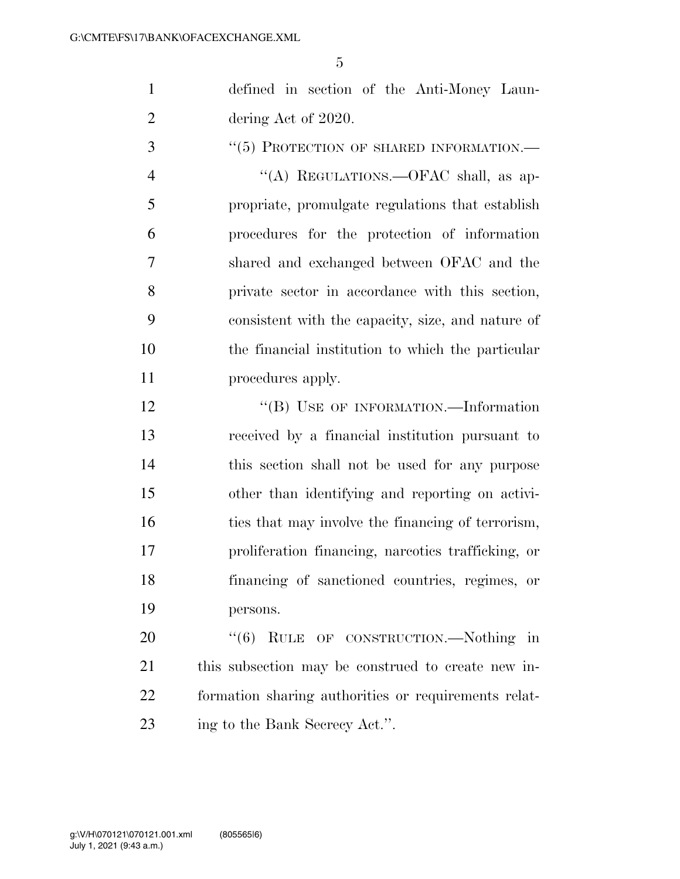defined in section of the Anti-Money Laundering Act of 2020.

"(5) PROTECTION OF SHARED INFORMATION.—

"(A) REGULATIONS.—OFAC shall, as appropriate, promulgate regulations that establish procedures for the protection of information shared and exchanged between OFAC and the private sector in accordance with this section, consistent with the capacity, size, and nature of the financial institution to which the particular procedures apply.

"(B) USE OF INFORMATION.—Information received by a financial institution pursuant to this section shall not be used for any purpose other than identifying and reporting on activities that may involve the financing of terrorism, proliferation financing, narcotics trafficking, or financing of sanctioned countries, regimes, or persons.

"(6) RULE OF CONSTRUCTION.—Nothing in this subsection may be construed to create new information sharing authorities or requirements relating to the Bank Secrecy Act.".